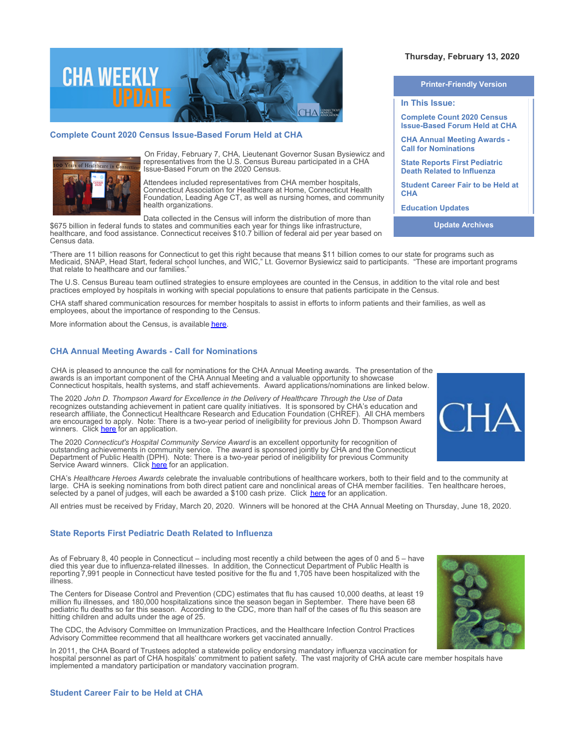Thursday, February 13, 2020

**Printer-Friendly Version**

**In This Issue:**

- Complete Count 2020 Census Issue-Based Forum Held at CHA
- CHA Annual Meeting Awards - Call for Nominations
- State Reports First Pediatric Death Related to Influenza
- Student Career Fair to be Held at CHA
- Education Updates

**Update Archives**

## Complete Count 2020 Census Issue-Based Forum Held at CHA

On Friday, February 7, CHA, Lieutenant Governor Susan Bysiewicz and representatives from the U.S. Census Bureau participated in a CHA Issue-Based Forum on the 2020 Census.

Attendees included representatives from CHA member hospitals, Connecticut Association for Healthcare at Home, Connecticut Health Foundation, Leading Age CT, as well as nursing homes, and community health organizations.

Data collected in the Census will inform the distribution of more than $675 billion in federal funds to states and communities each year for things like infrastructure, healthcare, and food assistance. Connecticut receives $10.7 billion of federal aid per year based on Census data.

"There are 11 billion reasons for Connecticut to get this right because that means $11 billion comes to our state for programs such as Medicaid, SNAP, Head Start, federal school lunches, and WIC," Lt. Governor Bysiewicz said to participants. "These are important programs that relate to healthcare and our families."

The U.S. Census Bureau team outlined strategies to ensure employees are counted in the Census, in addition to the vital role and best practices employed by hospitals in working with special populations to ensure that patients participate in the Census.

CHA staff shared communication resources for member hospitals to assist in efforts to inform patients and their families, as well as employees, about the importance of responding to the Census.

More information about the Census, is available here.

## CHA Annual Meeting Awards - Call for Nominations

CHA is pleased to announce the call for nominations for the CHA Annual Meeting awards. The presentation of the awards is an important component of the CHA Annual Meeting and a valuable opportunity to showcase Connecticut hospitals, health systems, and staff achievements. Award applications/nominations are linked below.

The 2020 *John D. Thompson Award for Excellence in the Delivery of Healthcare Through the Use of Data* recognizes outstanding achievement in patient care quality initiatives. It is sponsored by CHA's education and research affiliate, the Connecticut Healthcare Research and Education Foundation (CHREF). All CHA members are encouraged to apply. Note: There is a two-year period of ineligibility for previous John D. Thompson Award winners. Click here for an application.

The 2020 *Connecticut's Hospital Community Service Award* is an excellent opportunity for recognition of outstanding achievements in community service. The award is sponsored jointly by CHA and the Connecticut Department of Public Health (DPH). Note: There is a two-year period of ineligibility for previous Community Service Award winners. Click here for an application.

CHA's *Healthcare Heroes Awards* celebrate the invaluable contributions of healthcare workers, both to their field and to the community at large. CHA is seeking nominations from both direct patient care and nonclinical areas of CHA member facilities. Ten healthcare heroes, selected by a panel of judges, will each be awarded a $100 cash prize. Click here for an application.

All entries must be received by Friday, March 20, 2020. Winners will be honored at the CHA Annual Meeting on Thursday, June 18, 2020.

## State Reports First Pediatric Death Related to Influenza

As of February 8, 40 people in Connecticut – including most recently a child between the ages of 0 and 5 – have died this year due to influenza-related illnesses. In addition, the Connecticut Department of Public Health is reporting 7,991 people in Connecticut have tested positive for the flu and 1,705 have been hospitalized with the illness.

The Centers for Disease Control and Prevention (CDC) estimates that flu has caused 10,000 deaths, at least 19 million flu illnesses, and 180,000 hospitalizations since the season began in September. There have been 68 pediatric flu deaths so far this season. According to the CDC, more than half of the cases of flu this season are hitting children and adults under the age of 25.

The CDC, the Advisory Committee on Immunization Practices, and the Healthcare Infection Control Practices Advisory Committee recommend that all healthcare workers get vaccinated annually.

In 2011, the CHA Board of Trustees adopted a statewide policy endorsing mandatory influenza vaccination for hospital personnel as part of CHA hospitals' commitment to patient safety. The vast majority of CHA acute care member hospitals have implemented a mandatory participation or mandatory vaccination program.

## Student Career Fair to be Held at CHA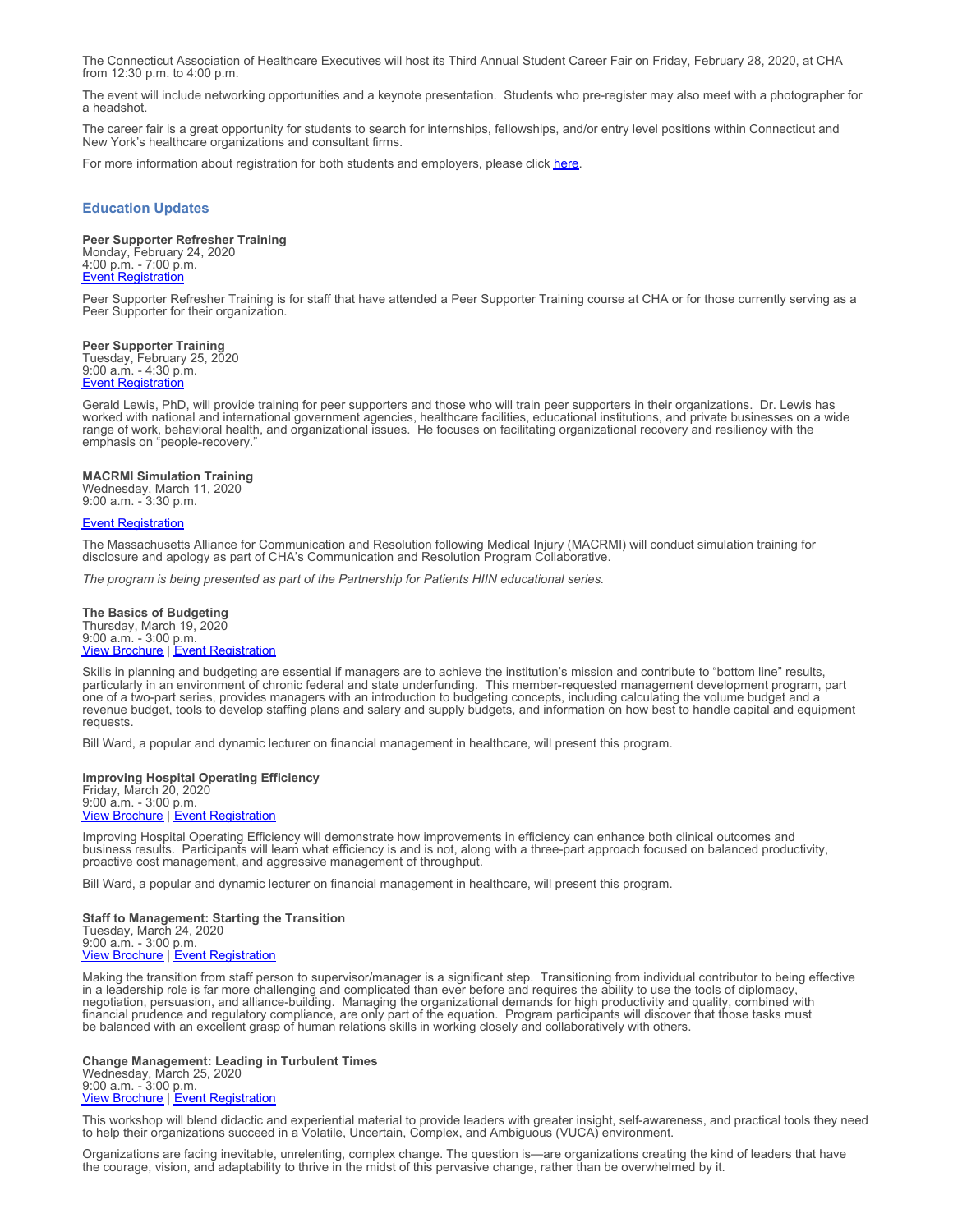The Connecticut Association of Healthcare Executives will host its Third Annual Student Career Fair on Friday, February 28, 2020, at CHA from 12:30 p.m. to 4:00 p.m.

The event will include networking opportunities and a keynote presentation. Students who pre-register may also meet with a photographer for a headshot.

The career fair is a great opportunity for students to search for internships, fellowships, and/or entry level positions within Connecticut and New York's healthcare organizations and consultant firms.

For more information about registration for both students and employers, please click here.

## Education Updates

**Peer Supporter Refresher Training**
Monday, February 24, 2020
4:00 p.m. - 7:00 p.m.
Event Registration

Peer Supporter Refresher Training is for staff that have attended a Peer Supporter Training course at CHA or for those currently serving as a Peer Supporter for their organization.

**Peer Supporter Training**
Tuesday, February 25, 2020
9:00 a.m. - 4:30 p.m.
Event Registration

Gerald Lewis, PhD, will provide training for peer supporters and those who will train peer supporters in their organizations. Dr. Lewis has worked with national and international government agencies, healthcare facilities, educational institutions, and private businesses on a wide range of work, behavioral health, and organizational issues. He focuses on facilitating organizational recovery and resiliency with the emphasis on "people-recovery."

**MACRMI Simulation Training**
Wednesday, March 11, 2020
9:00 a.m. - 3:30 p.m.

Event Registration

The Massachusetts Alliance for Communication and Resolution following Medical Injury (MACRMI) will conduct simulation training for disclosure and apology as part of CHA's Communication and Resolution Program Collaborative.

*The program is being presented as part of the Partnership for Patients HIIN educational series.*

**The Basics of Budgeting**
Thursday, March 19, 2020
9:00 a.m. - 3:00 p.m.
View Brochure | Event Registration

Skills in planning and budgeting are essential if managers are to achieve the institution's mission and contribute to "bottom line" results, particularly in an environment of chronic federal and state underfunding. This member-requested management development program, part one of a two-part series, provides managers with an introduction to budgeting concepts, including calculating the volume budget and a revenue budget, tools to develop staffing plans and salary and supply budgets, and information on how best to handle capital and equipment requests.

Bill Ward, a popular and dynamic lecturer on financial management in healthcare, will present this program.

**Improving Hospital Operating Efficiency**
Friday, March 20, 2020
9:00 a.m. - 3:00 p.m.
View Brochure | Event Registration

Improving Hospital Operating Efficiency will demonstrate how improvements in efficiency can enhance both clinical outcomes and business results. Participants will learn what efficiency is and is not, along with a three-part approach focused on balanced productivity, proactive cost management, and aggressive management of throughput.

Bill Ward, a popular and dynamic lecturer on financial management in healthcare, will present this program.

**Staff to Management: Starting the Transition**
Tuesday, March 24, 2020
9:00 a.m. - 3:00 p.m.
View Brochure | Event Registration

Making the transition from staff person to supervisor/manager is a significant step. Transitioning from individual contributor to being effective in a leadership role is far more challenging and complicated than ever before and requires the ability to use the tools of diplomacy, negotiation, persuasion, and alliance-building. Managing the organizational demands for high productivity and quality, combined with financial prudence and regulatory compliance, are only part of the equation. Program participants will discover that those tasks must be balanced with an excellent grasp of human relations skills in working closely and collaboratively with others.

**Change Management: Leading in Turbulent Times**
Wednesday, March 25, 2020
9:00 a.m. - 3:00 p.m.
View Brochure | Event Registration

This workshop will blend didactic and experiential material to provide leaders with greater insight, self-awareness, and practical tools they need to help their organizations succeed in a Volatile, Uncertain, Complex, and Ambiguous (VUCA) environment.

Organizations are facing inevitable, unrelenting, complex change. The question is—are organizations creating the kind of leaders that have the courage, vision, and adaptability to thrive in the midst of this pervasive change, rather than be overwhelmed by it.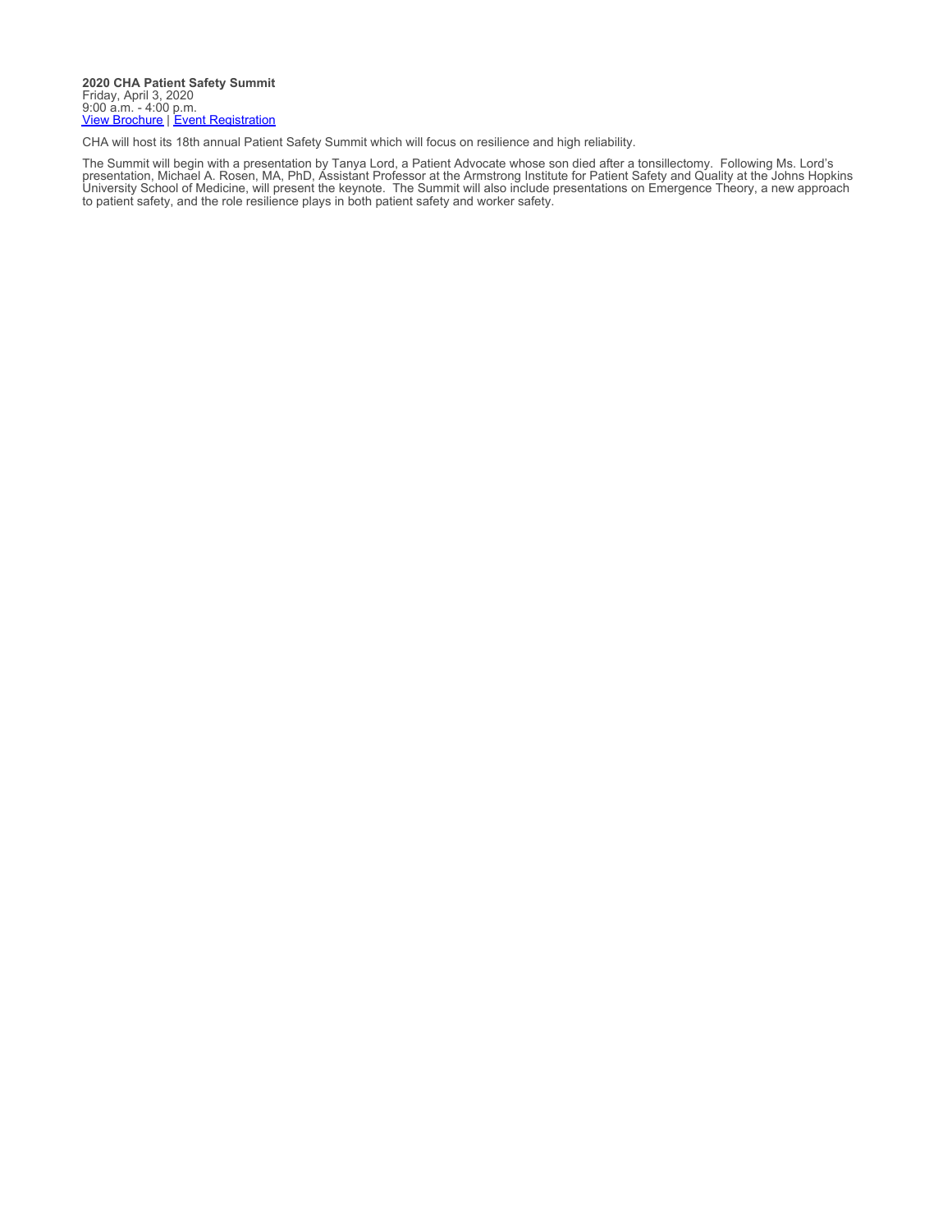**2020 CHA Patient Safety Summit**
Friday, April 3, 2020
9:00 a.m. - 4:00 p.m.
View Brochure | Event Registration

CHA will host its 18th annual Patient Safety Summit which will focus on resilience and high reliability.

The Summit will begin with a presentation by Tanya Lord, a Patient Advocate whose son died after a tonsillectomy. Following Ms. Lord's presentation, Michael A. Rosen, MA, PhD, Assistant Professor at the Armstrong Institute for Patient Safety and Quality at the Johns Hopkins University School of Medicine, will present the keynote. The Summit will also include presentations on Emergence Theory, a new approach to patient safety, and the role resilience plays in both patient safety and worker safety.